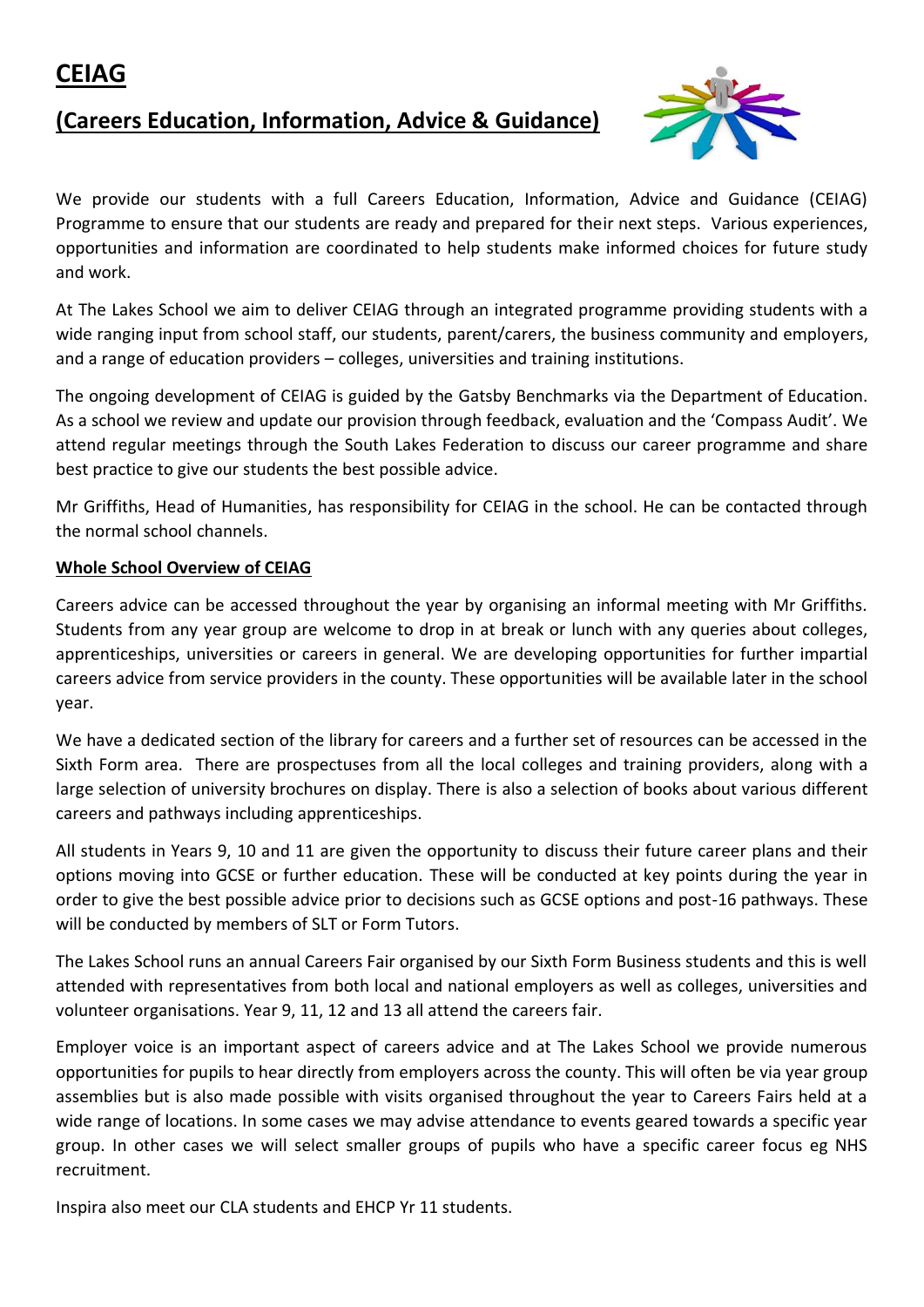# CEIAG

## (Careers Education, Information, Advice & Guidance)

We provide our students with a full Careers Education, Information, Advice and Guidance (CEIAG) Programme to ensure that our students are ready and prepared for their next steps. Various experiences, opportunities and information are coordinated to help students make informed choices for future study and work.

At The Lakes School we aim to deliver CEIAG through an integrated programme providing students with a wide ranging input from school staff, our students, parent/carers, the business community and employers, and a range of education providers – colleges, universities and training institutions.

The ongoing development of CEIAG is guided by the Gatsby Benchmarks via the Department of Education. As a school we review and update our provision through feedback, evaluation and the 'Compass Audit'. We attend regular meetings through the South Lakes Federation to discuss our career programme and share best practice to give our students the best possible advice.

Mr Griffiths, Head of Humanities, has responsibility for CEIAG in the school. He can be contacted through the normal school channels.

### Whole School Overview of CEIAG

Careers advice can be accessed throughout the year by organising an informal meeting with Mr Griffiths. Students from any year group are welcome to drop in at break or lunch with any queries about colleges, apprenticeships, universities or careers in general. We are developing opportunities for further impartial careers advice from service providers in the county. These opportunities will be available later in the school year.

We have a dedicated section of the library for careers and a further set of resources can be accessed in the Sixth Form area. There are prospectuses from all the local colleges and training providers, along with a large selection of university brochures on display. There is also a selection of books about various different careers and pathways including apprenticeships.

All students in Years 9, 10 and 11 are given the opportunity to discuss their future career plans and their options moving into GCSE or further education. These will be conducted at key points during the year in order to give the best possible advice prior to decisions such as GCSE options and post-16 pathways. These will be conducted by members of SLT or Form Tutors.

The Lakes School runs an annual Careers Fair organised by our Sixth Form Business students and this is well attended with representatives from both local and national employers as well as colleges, universities and volunteer organisations. Year 9, 11, 12 and 13 all attend the careers fair.

Employer voice is an important aspect of careers advice and at The Lakes School we provide numerous opportunities for pupils to hear directly from employers across the county. This will often be via year group assemblies but is also made possible with visits organised throughout the year to Careers Fairs held at a wide range of locations. In some cases we may advise attendance to events geared towards a specific year group. In other cases we will select smaller groups of pupils who have a specific career focus eg NHS recruitment.

Inspira also meet our CLA students and EHCP Yr 11 students.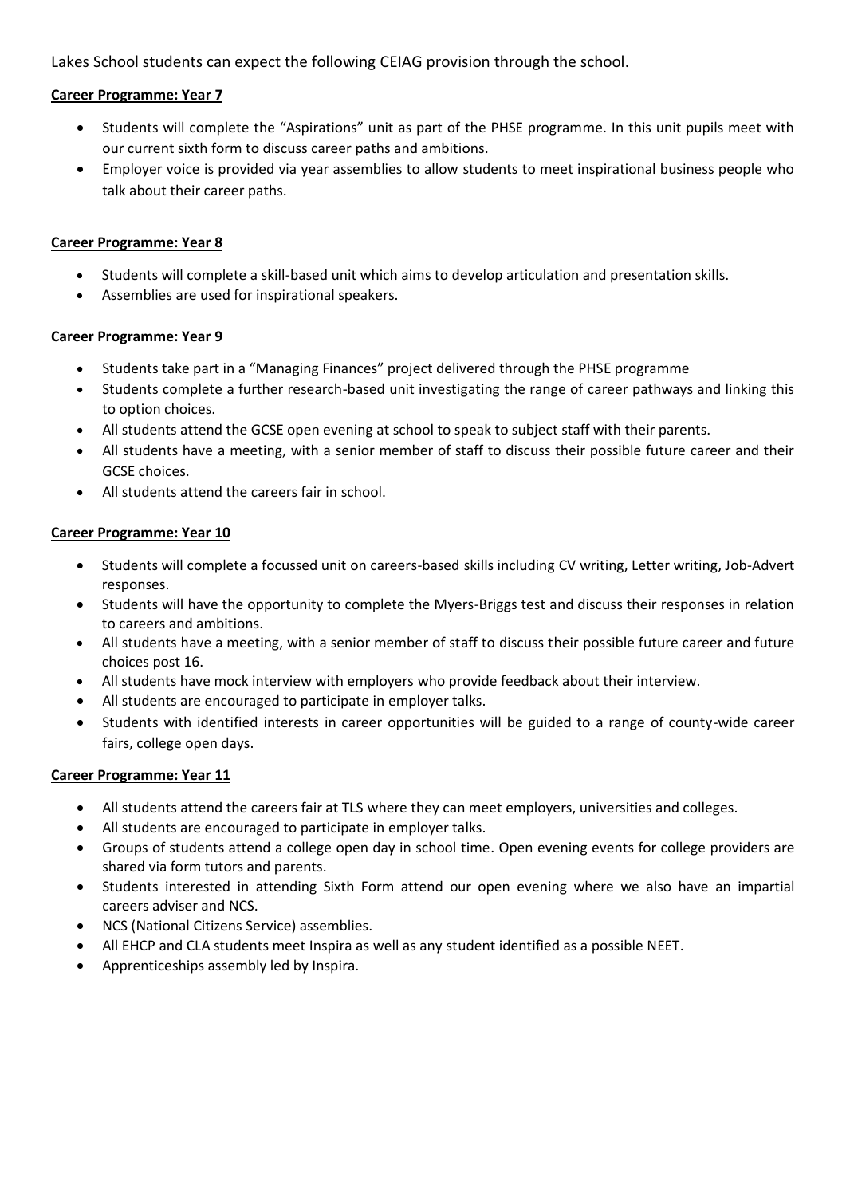Lakes School students can expect the following CEIAG provision through the school.

**Career Programme: Year 7**

- Students will complete the "Aspirations" unit as part of the PHSE programme. In this unit pupils meet with our current sixth form to discuss career paths and ambitions.
- Employer voice is provided via year assemblies to allow students to meet inspirational business people who talk about their career paths.

**Career Programme: Year 8**

- Students will complete a skill-based unit which aims to develop articulation and presentation skills.
- Assemblies are used for inspirational speakers.

**Career Programme: Year 9**

- Students take part in a "Managing Finances" project delivered through the PHSE programme
- Students complete a further research-based unit investigating the range of career pathways and linking this to option choices.
- All students attend the GCSE open evening at school to speak to subject staff with their parents.
- All students have a meeting, with a senior member of staff to discuss their possible future career and their GCSE choices.
- All students attend the careers fair in school.

**Career Programme: Year 10**

- Students will complete a focussed unit on careers-based skills including CV writing, Letter writing, Job-Advert responses.
- Students will have the opportunity to complete the Myers-Briggs test and discuss their responses in relation to careers and ambitions.
- All students have a meeting, with a senior member of staff to discuss their possible future career and future choices post 16.
- All students have mock interview with employers who provide feedback about their interview.
- All students are encouraged to participate in employer talks.
- Students with identified interests in career opportunities will be guided to a range of county-wide career fairs, college open days.

**Career Programme: Year 11**

- All students attend the careers fair at TLS where they can meet employers, universities and colleges.
- All students are encouraged to participate in employer talks.
- Groups of students attend a college open day in school time. Open evening events for college providers are shared via form tutors and parents.
- Students interested in attending Sixth Form attend our open evening where we also have an impartial careers adviser and NCS.
- NCS (National Citizens Service) assemblies.
- All EHCP and CLA students meet Inspira as well as any student identified as a possible NEET.
- Apprenticeships assembly led by Inspira.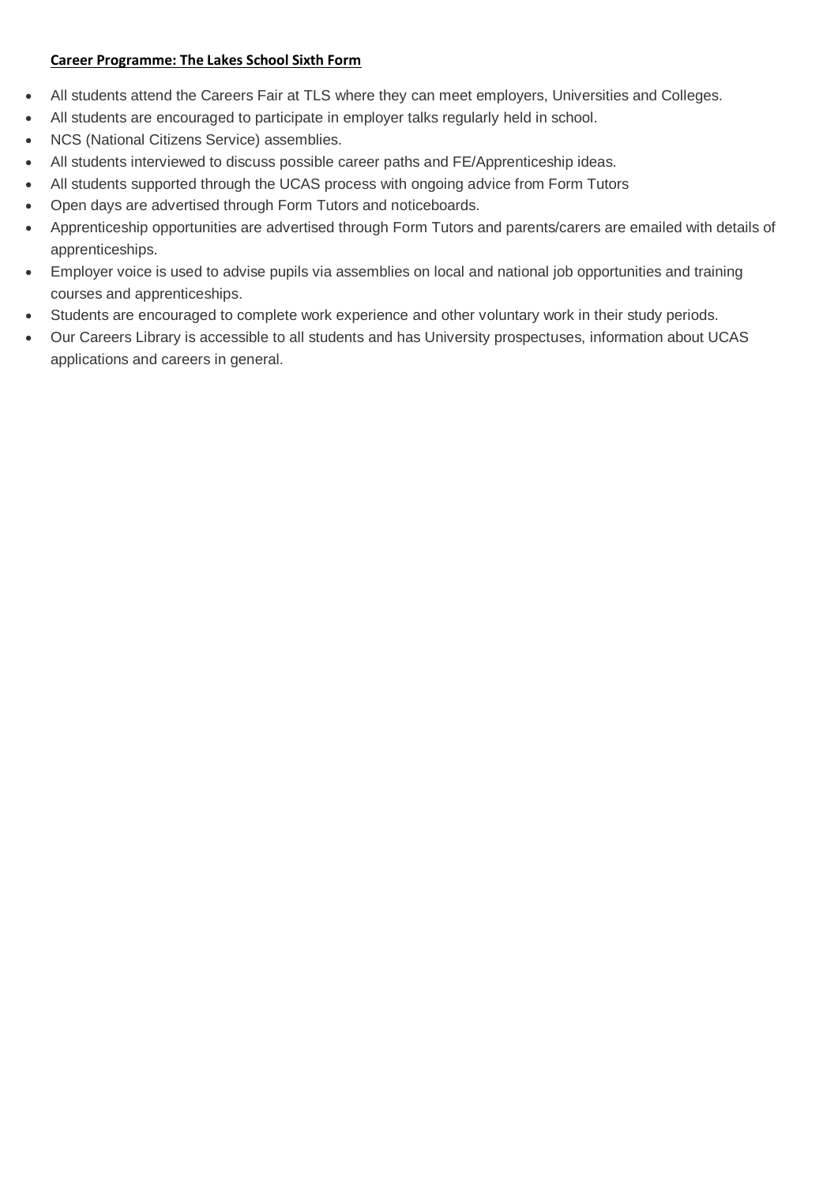**Career Programme: The Lakes School Sixth Form**

- All students attend the Careers Fair at TLS where they can meet employers, Universities and Colleges.
- All students are encouraged to participate in employer talks regularly held in school.
- NCS (National Citizens Service) assemblies.
- All students interviewed to discuss possible career paths and FE/Apprenticeship ideas.
- All students supported through the UCAS process with ongoing advice from Form Tutors
- Open days are advertised through Form Tutors and noticeboards.
- Apprenticeship opportunities are advertised through Form Tutors and parents/carers are emailed with details of apprenticeships.
- Employer voice is used to advise pupils via assemblies on local and national job opportunities and training courses and apprenticeships.
- Students are encouraged to complete work experience and other voluntary work in their study periods.
- Our Careers Library is accessible to all students and has University prospectuses, information about UCAS applications and careers in general.